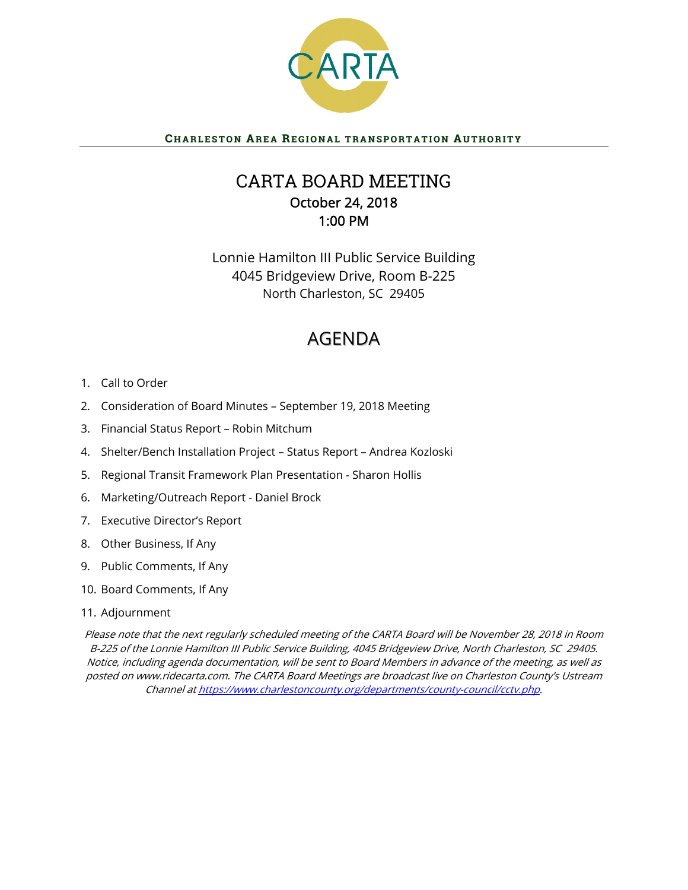CARTA

**CHARLESTON AREA REGIONAL TRANSPORTATION AUTHORITY**

# CARTA BOARD MEETING

**October 24, 2018**
**1:00 PM**

Lonnie Hamilton III Public Service Building
4045 Bridgeview Drive, Room B-225
North Charleston, SC 29405

## AGENDA

1. Call to Order
2. Consideration of Board Minutes – September 19, 2018 Meeting
3. Financial Status Report – Robin Mitchum
4. Shelter/Bench Installation Project – Status Report – Andrea Kozloski
5. Regional Transit Framework Plan Presentation - Sharon Hollis
6. Marketing/Outreach Report - Daniel Brock
7. Executive Director's Report
8. Other Business, If Any
9. Public Comments, If Any
10. Board Comments, If Any
11. Adjournment

*Please note that the next regularly scheduled meeting of the CARTA Board will be November 28, 2018 in Room B-225 of the Lonnie Hamilton III Public Service Building, 4045 Bridgeview Drive, North Charleston, SC 29405. Notice, including agenda documentation, will be sent to Board Members in advance of the meeting, as well as posted on www.ridecarta.com. The CARTA Board Meetings are broadcast live on Charleston County's Ustream Channel at [https://www.charlestoncounty.org/departments/county-council/cctv.php](https://www.charlestoncounty.org/departments/county-council/cctv.php).*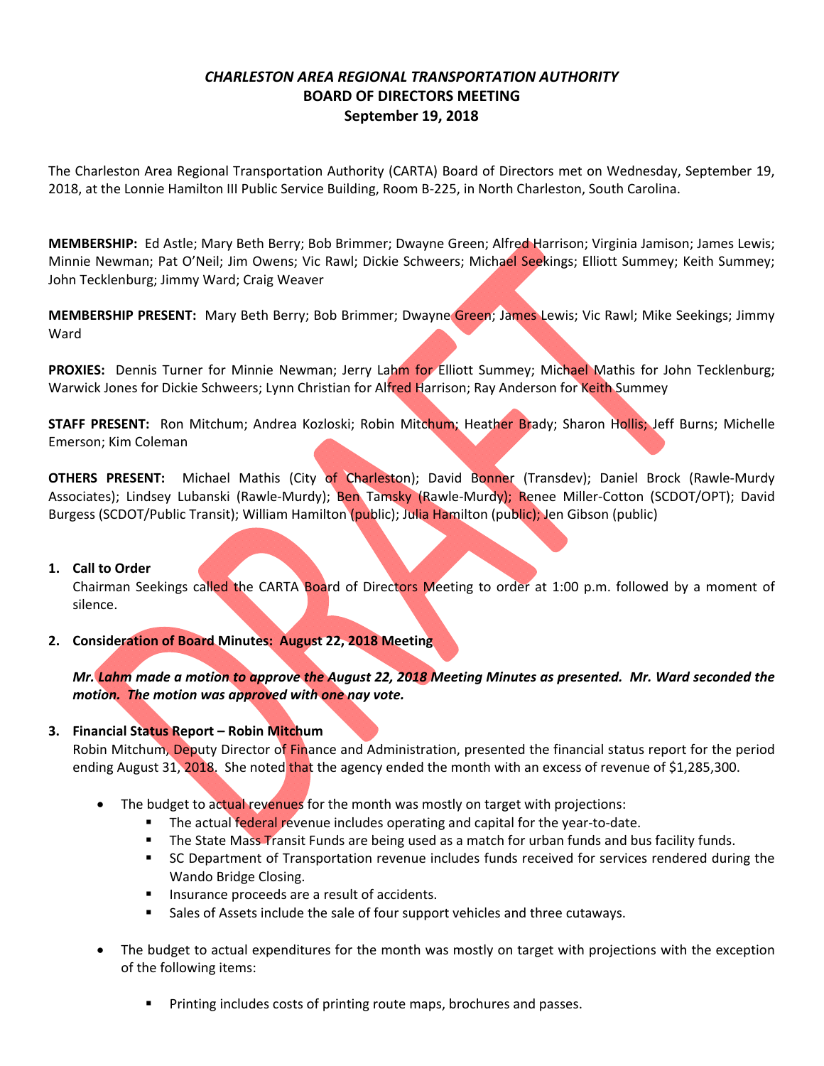# *CHARLESTON AREA REGIONAL TRANSPORTATION AUTHORITY*
# BOARD OF DIRECTORS MEETING
# September 19, 2018

The Charleston Area Regional Transportation Authority (CARTA) Board of Directors met on Wednesday, September 19, 2018, at the Lonnie Hamilton III Public Service Building, Room B-225, in North Charleston, South Carolina.

**MEMBERSHIP:** Ed Astle; Mary Beth Berry; Bob Brimmer; Dwayne Green; Alfred Harrison; Virginia Jamison; James Lewis; Minnie Newman; Pat O'Neil; Jim Owens; Vic Rawl; Dickie Schweers; Michael Seekings; Elliott Summey; Keith Summey; John Tecklenburg; Jimmy Ward; Craig Weaver

**MEMBERSHIP PRESENT:** Mary Beth Berry; Bob Brimmer; Dwayne Green; James Lewis; Vic Rawl; Mike Seekings; Jimmy Ward

**PROXIES:** Dennis Turner for Minnie Newman; Jerry Lahm for Elliott Summey; Michael Mathis for John Tecklenburg; Warwick Jones for Dickie Schweers; Lynn Christian for Alfred Harrison; Ray Anderson for Keith Summey

**STAFF PRESENT:** Ron Mitchum; Andrea Kozloski; Robin Mitchum; Heather Brady; Sharon Hollis; Jeff Burns; Michelle Emerson; Kim Coleman

**OTHERS PRESENT:** Michael Mathis (City of Charleston); David Bonner (Transdev); Daniel Brock (Rawle-Murdy Associates); Lindsey Lubanski (Rawle-Murdy); Ben Tamsky (Rawle-Murdy); Renee Miller-Cotton (SCDOT/OPT); David Burgess (SCDOT/Public Transit); William Hamilton (public); Julia Hamilton (public); Jen Gibson (public)

1. **Call to Order**
   Chairman Seekings called the CARTA Board of Directors Meeting to order at 1:00 p.m. followed by a moment of silence.

2. **Consideration of Board Minutes: August 22, 2018 Meeting**

   ***Mr. Lahm made a motion to approve the August 22, 2018 Meeting Minutes as presented. Mr. Ward seconded the motion. The motion was approved with one nay vote.***

3. **Financial Status Report – Robin Mitchum**
   Robin Mitchum, Deputy Director of Finance and Administration, presented the financial status report for the period ending August 31, 2018. She noted that the agency ended the month with an excess of revenue of $1,285,300.

   - The budget to actual revenues for the month was mostly on target with projections:
     - The actual federal revenue includes operating and capital for the year-to-date.
     - The State Mass Transit Funds are being used as a match for urban funds and bus facility funds.
     - SC Department of Transportation revenue includes funds received for services rendered during the Wando Bridge Closing.
     - Insurance proceeds are a result of accidents.
     - Sales of Assets include the sale of four support vehicles and three cutaways.

   - The budget to actual expenditures for the month was mostly on target with projections with the exception of the following items:

     - Printing includes costs of printing route maps, brochures and passes.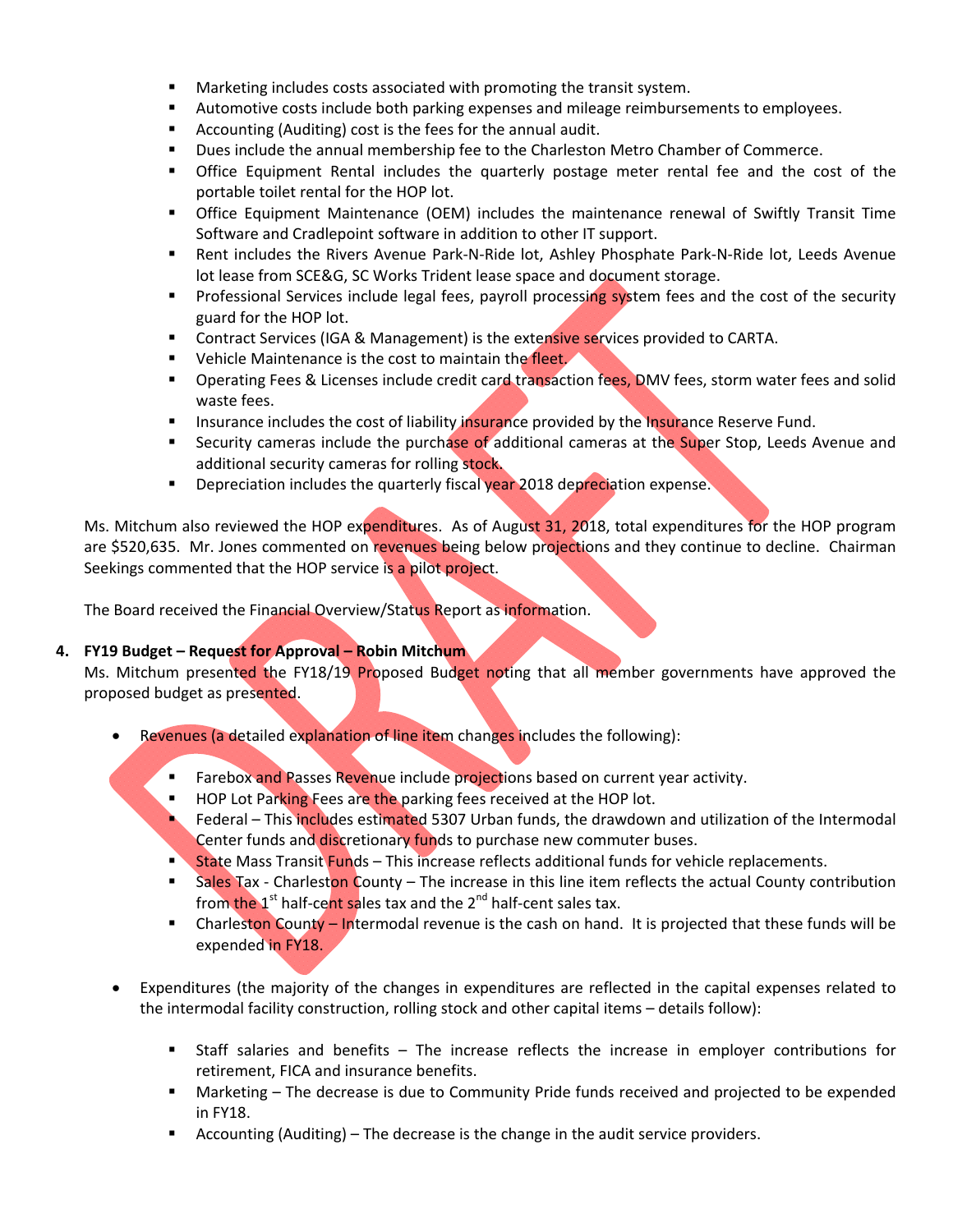- Marketing includes costs associated with promoting the transit system.
- Automotive costs include both parking expenses and mileage reimbursements to employees.
- Accounting (Auditing) cost is the fees for the annual audit.
- Dues include the annual membership fee to the Charleston Metro Chamber of Commerce.
- Office Equipment Rental includes the quarterly postage meter rental fee and the cost of the portable toilet rental for the HOP lot.
- Office Equipment Maintenance (OEM) includes the maintenance renewal of Swiftly Transit Time Software and Cradlepoint software in addition to other IT support.
- Rent includes the Rivers Avenue Park-N-Ride lot, Ashley Phosphate Park-N-Ride lot, Leeds Avenue lot lease from SCE&G, SC Works Trident lease space and document storage.
- Professional Services include legal fees, payroll processing system fees and the cost of the security guard for the HOP lot.
- Contract Services (IGA & Management) is the extensive services provided to CARTA.
- Vehicle Maintenance is the cost to maintain the fleet.
- Operating Fees & Licenses include credit card transaction fees, DMV fees, storm water fees and solid waste fees.
- Insurance includes the cost of liability insurance provided by the Insurance Reserve Fund.
- Security cameras include the purchase of additional cameras at the Super Stop, Leeds Avenue and additional security cameras for rolling stock.
- Depreciation includes the quarterly fiscal year 2018 depreciation expense.

Ms. Mitchum also reviewed the HOP expenditures. As of August 31, 2018, total expenditures for the HOP program are $520,635. Mr. Jones commented on revenues being below projections and they continue to decline. Chairman Seekings commented that the HOP service is a pilot project.

The Board received the Financial Overview/Status Report as information.

4. **FY19 Budget – Request for Approval – Robin Mitchum**

   Ms. Mitchum presented the FY18/19 Proposed Budget noting that all member governments have approved the proposed budget as presented.

- Revenues (a detailed explanation of line item changes includes the following):
  - Farebox and Passes Revenue include projections based on current year activity.
  - HOP Lot Parking Fees are the parking fees received at the HOP lot.
  - Federal – This includes estimated 5307 Urban funds, the drawdown and utilization of the Intermodal Center funds and discretionary funds to purchase new commuter buses.
  - State Mass Transit Funds – This increase reflects additional funds for vehicle replacements.
  - Sales Tax - Charleston County – The increase in this line item reflects the actual County contribution from the 1st half-cent sales tax and the 2nd half-cent sales tax.
  - Charleston County – Intermodal revenue is the cash on hand. It is projected that these funds will be expended in FY18.
- Expenditures (the majority of the changes in expenditures are reflected in the capital expenses related to the intermodal facility construction, rolling stock and other capital items – details follow):
  - Staff salaries and benefits – The increase reflects the increase in employer contributions for retirement, FICA and insurance benefits.
  - Marketing – The decrease is due to Community Pride funds received and projected to be expended in FY18.
  - Accounting (Auditing) – The decrease is the change in the audit service providers.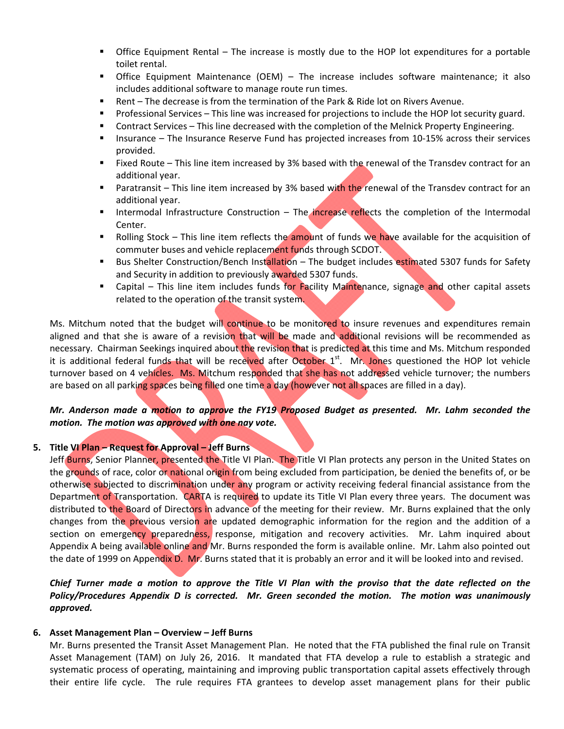- Office Equipment Rental – The increase is mostly due to the HOP lot expenditures for a portable toilet rental.
- Office Equipment Maintenance (OEM) – The increase includes software maintenance; it also includes additional software to manage route run times.
- Rent – The decrease is from the termination of the Park & Ride lot on Rivers Avenue.
- Professional Services – This line was increased for projections to include the HOP lot security guard.
- Contract Services – This line decreased with the completion of the Melnick Property Engineering.
- Insurance – The Insurance Reserve Fund has projected increases from 10-15% across their services provided.
- Fixed Route – This line item increased by 3% based with the renewal of the Transdev contract for an additional year.
- Paratransit – This line item increased by 3% based with the renewal of the Transdev contract for an additional year.
- Intermodal Infrastructure Construction – The increase reflects the completion of the Intermodal Center.
- Rolling Stock – This line item reflects the amount of funds we have available for the acquisition of commuter buses and vehicle replacement funds through SCDOT.
- Bus Shelter Construction/Bench Installation – The budget includes estimated 5307 funds for Safety and Security in addition to previously awarded 5307 funds.
- Capital – This line item includes funds for Facility Maintenance, signage and other capital assets related to the operation of the transit system.

Ms. Mitchum noted that the budget will continue to be monitored to insure revenues and expenditures remain aligned and that she is aware of a revision that will be made and additional revisions will be recommended as necessary. Chairman Seekings inquired about the revision that is predicted at this time and Ms. Mitchum responded it is additional federal funds that will be received after October 1st. Mr. Jones questioned the HOP lot vehicle turnover based on 4 vehicles. Ms. Mitchum responded that she has not addressed vehicle turnover; the numbers are based on all parking spaces being filled one time a day (however not all spaces are filled in a day).

***Mr. Anderson made a motion to approve the FY19 Proposed Budget as presented. Mr. Lahm seconded the motion. The motion was approved with one nay vote.***

**5. Title VI Plan – Request for Approval – Jeff Burns**

Jeff Burns, Senior Planner, presented the Title VI Plan. The Title VI Plan protects any person in the United States on the grounds of race, color or national origin from being excluded from participation, be denied the benefits of, or be otherwise subjected to discrimination under any program or activity receiving federal financial assistance from the Department of Transportation. CARTA is required to update its Title VI Plan every three years. The document was distributed to the Board of Directors in advance of the meeting for their review. Mr. Burns explained that the only changes from the previous version are updated demographic information for the region and the addition of a section on emergency preparedness, response, mitigation and recovery activities. Mr. Lahm inquired about Appendix A being available online and Mr. Burns responded the form is available online. Mr. Lahm also pointed out the date of 1999 on Appendix D. Mr. Burns stated that it is probably an error and it will be looked into and revised.

***Chief Turner made a motion to approve the Title VI Plan with the proviso that the date reflected on the Policy/Procedures Appendix D is corrected. Mr. Green seconded the motion. The motion was unanimously approved.***

**6. Asset Management Plan – Overview – Jeff Burns**

Mr. Burns presented the Transit Asset Management Plan. He noted that the FTA published the final rule on Transit Asset Management (TAM) on July 26, 2016. It mandated that FTA develop a rule to establish a strategic and systematic process of operating, maintaining and improving public transportation capital assets effectively through their entire life cycle. The rule requires FTA grantees to develop asset management plans for their public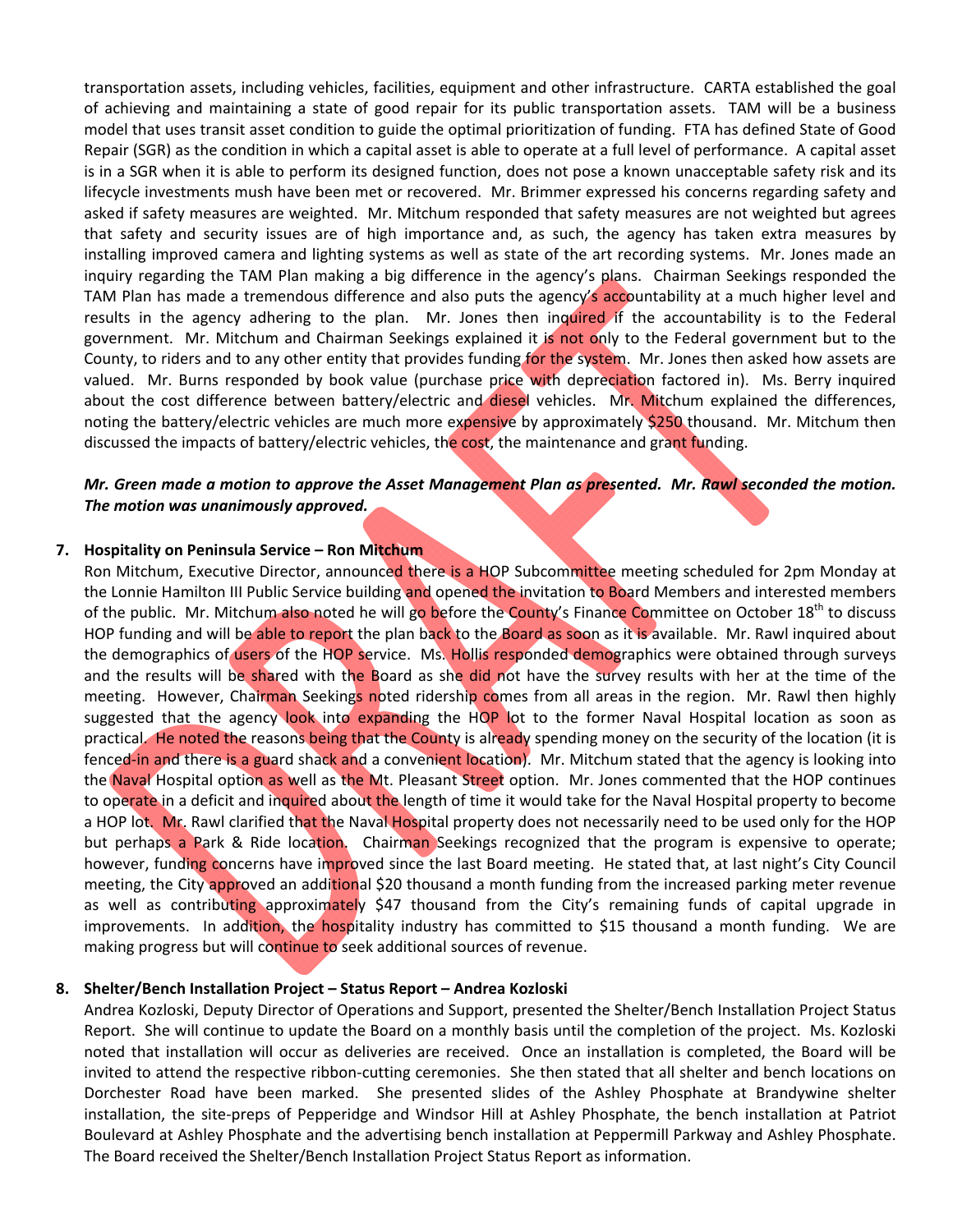transportation assets, including vehicles, facilities, equipment and other infrastructure. CARTA established the goal of achieving and maintaining a state of good repair for its public transportation assets. TAM will be a business model that uses transit asset condition to guide the optimal prioritization of funding. FTA has defined State of Good Repair (SGR) as the condition in which a capital asset is able to operate at a full level of performance. A capital asset is in a SGR when it is able to perform its designed function, does not pose a known unacceptable safety risk and its lifecycle investments mush have been met or recovered. Mr. Brimmer expressed his concerns regarding safety and asked if safety measures are weighted. Mr. Mitchum responded that safety measures are not weighted but agrees that safety and security issues are of high importance and, as such, the agency has taken extra measures by installing improved camera and lighting systems as well as state of the art recording systems. Mr. Jones made an inquiry regarding the TAM Plan making a big difference in the agency's plans. Chairman Seekings responded the TAM Plan has made a tremendous difference and also puts the agency's accountability at a much higher level and results in the agency adhering to the plan. Mr. Jones then inquired if the accountability is to the Federal government. Mr. Mitchum and Chairman Seekings explained it is not only to the Federal government but to the County, to riders and to any other entity that provides funding for the system. Mr. Jones then asked how assets are valued. Mr. Burns responded by book value (purchase price with depreciation factored in). Ms. Berry inquired about the cost difference between battery/electric and diesel vehicles. Mr. Mitchum explained the differences, noting the battery/electric vehicles are much more expensive by approximately $250 thousand. Mr. Mitchum then discussed the impacts of battery/electric vehicles, the cost, the maintenance and grant funding.

***Mr. Green made a motion to approve the Asset Management Plan as presented. Mr. Rawl seconded the motion. The motion was unanimously approved.***

**7. Hospitality on Peninsula Service – Ron Mitchum**

Ron Mitchum, Executive Director, announced there is a HOP Subcommittee meeting scheduled for 2pm Monday at the Lonnie Hamilton III Public Service building and opened the invitation to Board Members and interested members of the public. Mr. Mitchum also noted he will go before the County's Finance Committee on October 18th to discuss HOP funding and will be able to report the plan back to the Board as soon as it is available. Mr. Rawl inquired about the demographics of users of the HOP service. Ms. Hollis responded demographics were obtained through surveys and the results will be shared with the Board as she did not have the survey results with her at the time of the meeting. However, Chairman Seekings noted ridership comes from all areas in the region. Mr. Rawl then highly suggested that the agency look into expanding the HOP lot to the former Naval Hospital location as soon as practical. He noted the reasons being that the County is already spending money on the security of the location (it is fenced-in and there is a guard shack and a convenient location). Mr. Mitchum stated that the agency is looking into the Naval Hospital option as well as the Mt. Pleasant Street option. Mr. Jones commented that the HOP continues to operate in a deficit and inquired about the length of time it would take for the Naval Hospital property to become a HOP lot. Mr. Rawl clarified that the Naval Hospital property does not necessarily need to be used only for the HOP but perhaps a Park & Ride location. Chairman Seekings recognized that the program is expensive to operate; however, funding concerns have improved since the last Board meeting. He stated that, at last night's City Council meeting, the City approved an additional $20 thousand a month funding from the increased parking meter revenue as well as contributing approximately $47 thousand from the City's remaining funds of capital upgrade in improvements. In addition, the hospitality industry has committed to $15 thousand a month funding. We are making progress but will continue to seek additional sources of revenue.

**8. Shelter/Bench Installation Project – Status Report – Andrea Kozloski**

Andrea Kozloski, Deputy Director of Operations and Support, presented the Shelter/Bench Installation Project Status Report. She will continue to update the Board on a monthly basis until the completion of the project. Ms. Kozloski noted that installation will occur as deliveries are received. Once an installation is completed, the Board will be invited to attend the respective ribbon-cutting ceremonies. She then stated that all shelter and bench locations on Dorchester Road have been marked. She presented slides of the Ashley Phosphate at Brandywine shelter installation, the site-preps of Pepperidge and Windsor Hill at Ashley Phosphate, the bench installation at Patriot Boulevard at Ashley Phosphate and the advertising bench installation at Peppermill Parkway and Ashley Phosphate. The Board received the Shelter/Bench Installation Project Status Report as information.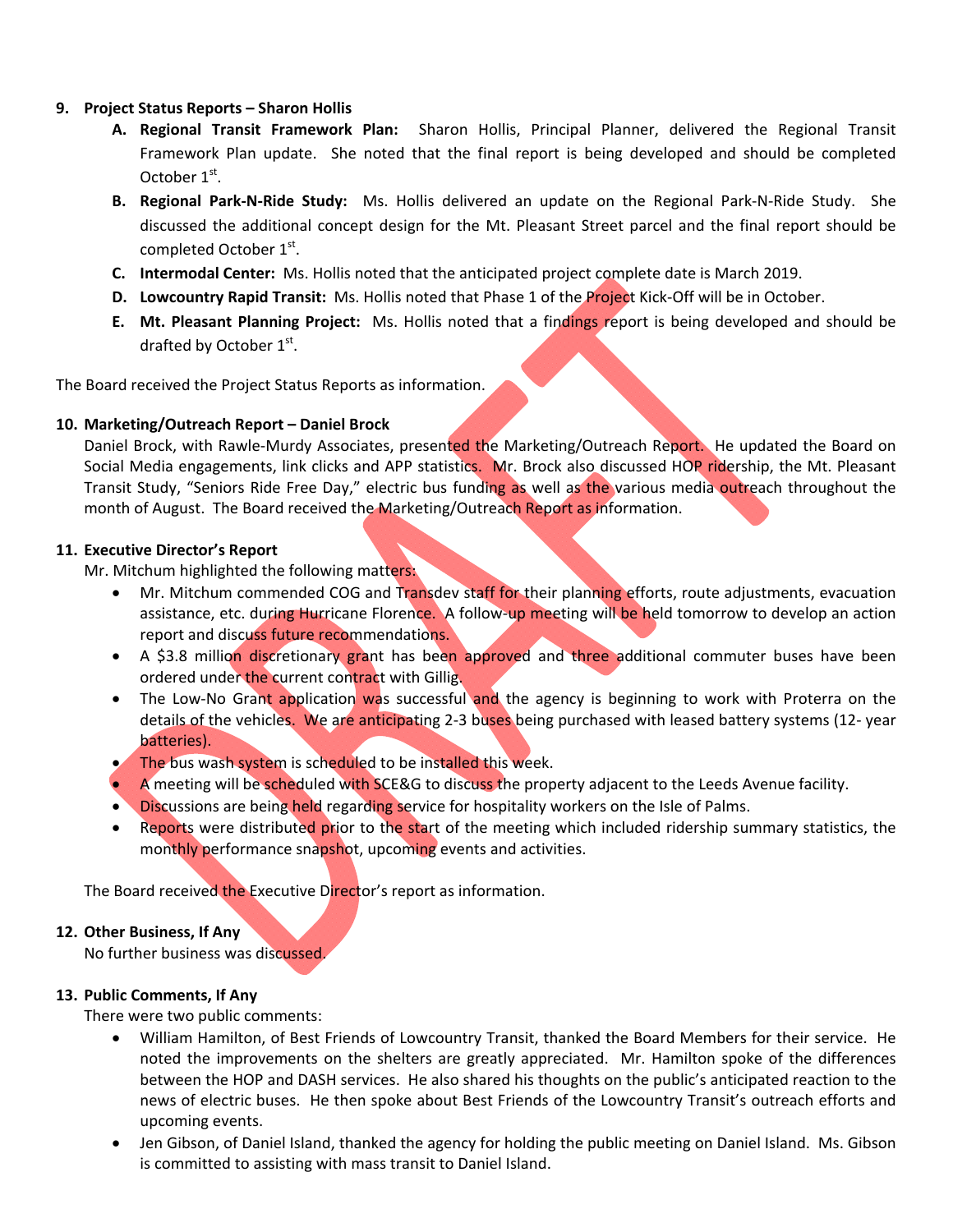9. **Project Status Reports – Sharon Hollis**

   A. **Regional Transit Framework Plan:** Sharon Hollis, Principal Planner, delivered the Regional Transit Framework Plan update. She noted that the final report is being developed and should be completed October 1st.

   B. **Regional Park-N-Ride Study:** Ms. Hollis delivered an update on the Regional Park-N-Ride Study. She discussed the additional concept design for the Mt. Pleasant Street parcel and the final report should be completed October 1st.

   C. **Intermodal Center:** Ms. Hollis noted that the anticipated project complete date is March 2019.

   D. **Lowcountry Rapid Transit:** Ms. Hollis noted that Phase 1 of the Project Kick-Off will be in October.

   E. **Mt. Pleasant Planning Project:** Ms. Hollis noted that a findings report is being developed and should be drafted by October 1st.

The Board received the Project Status Reports as information.

10. **Marketing/Outreach Report – Daniel Brock**

    Daniel Brock, with Rawle-Murdy Associates, presented the Marketing/Outreach Report. He updated the Board on Social Media engagements, link clicks and APP statistics. Mr. Brock also discussed HOP ridership, the Mt. Pleasant Transit Study, "Seniors Ride Free Day," electric bus funding as well as the various media outreach throughout the month of August. The Board received the Marketing/Outreach Report as information.

11. **Executive Director's Report**

    Mr. Mitchum highlighted the following matters:

    - Mr. Mitchum commended COG and Transdev staff for their planning efforts, route adjustments, evacuation assistance, etc. during Hurricane Florence. A follow-up meeting will be held tomorrow to develop an action report and discuss future recommendations.
    - A $3.8 million discretionary grant has been approved and three additional commuter buses have been ordered under the current contract with Gillig.
    - The Low-No Grant application was successful and the agency is beginning to work with Proterra on the details of the vehicles. We are anticipating 2-3 buses being purchased with leased battery systems (12- year batteries).
    - The bus wash system is scheduled to be installed this week.
    - A meeting will be scheduled with SCE&G to discuss the property adjacent to the Leeds Avenue facility.
    - Discussions are being held regarding service for hospitality workers on the Isle of Palms.
    - Reports were distributed prior to the start of the meeting which included ridership summary statistics, the monthly performance snapshot, upcoming events and activities.

    The Board received the Executive Director's report as information.

12. **Other Business, If Any**

    No further business was discussed.

13. **Public Comments, If Any**

    There were two public comments:

    - William Hamilton, of Best Friends of Lowcountry Transit, thanked the Board Members for their service. He noted the improvements on the shelters are greatly appreciated. Mr. Hamilton spoke of the differences between the HOP and DASH services. He also shared his thoughts on the public's anticipated reaction to the news of electric buses. He then spoke about Best Friends of the Lowcountry Transit's outreach efforts and upcoming events.
    - Jen Gibson, of Daniel Island, thanked the agency for holding the public meeting on Daniel Island. Ms. Gibson is committed to assisting with mass transit to Daniel Island.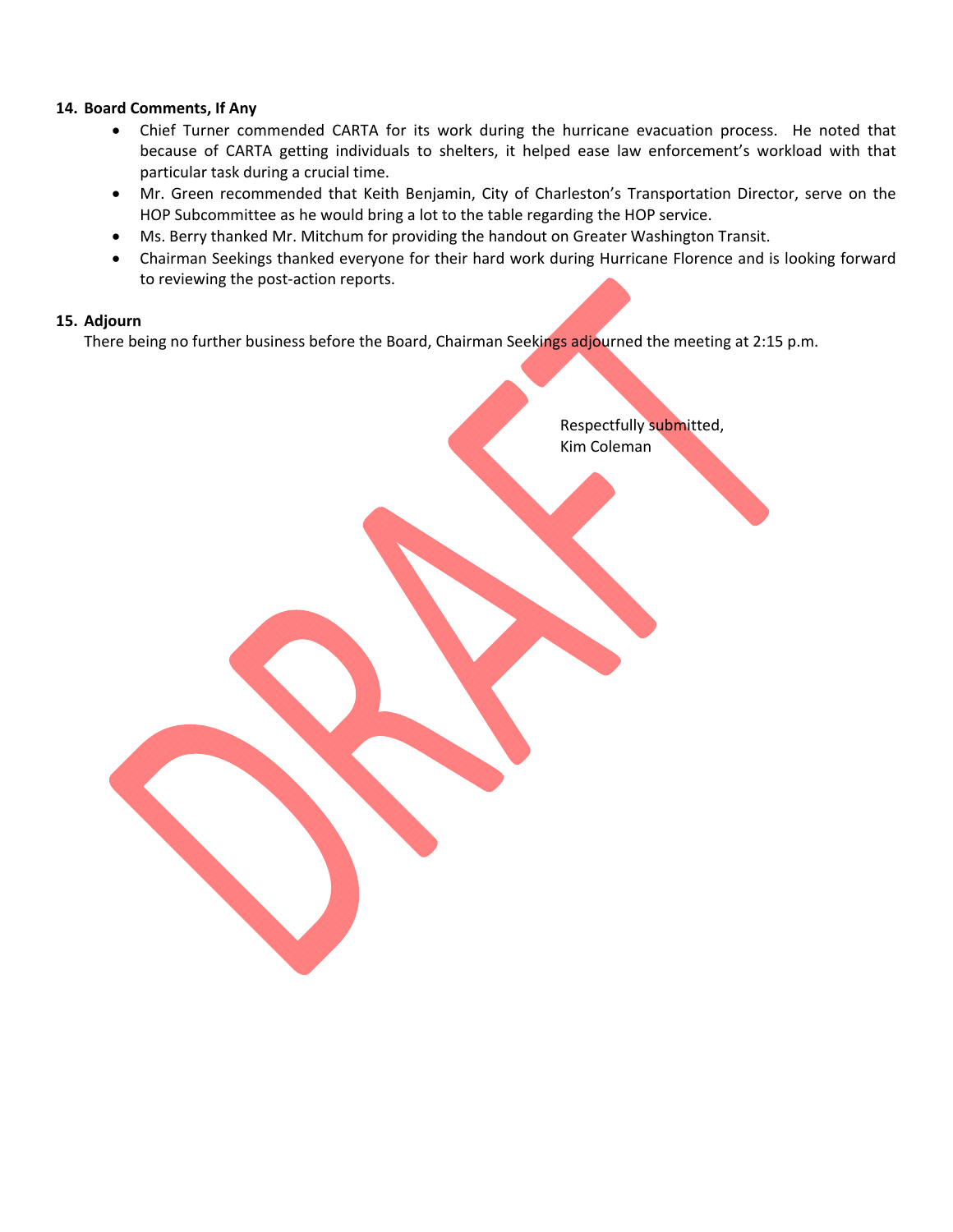**14. Board Comments, If Any**

- Chief Turner commended CARTA for its work during the hurricane evacuation process. He noted that because of CARTA getting individuals to shelters, it helped ease law enforcement's workload with that particular task during a crucial time.
- Mr. Green recommended that Keith Benjamin, City of Charleston's Transportation Director, serve on the HOP Subcommittee as he would bring a lot to the table regarding the HOP service.
- Ms. Berry thanked Mr. Mitchum for providing the handout on Greater Washington Transit.
- Chairman Seekings thanked everyone for their hard work during Hurricane Florence and is looking forward to reviewing the post-action reports.

**15. Adjourn**

There being no further business before the Board, Chairman Seekings adjourned the meeting at 2:15 p.m.

Respectfully submitted,
Kim Coleman

DRAFT